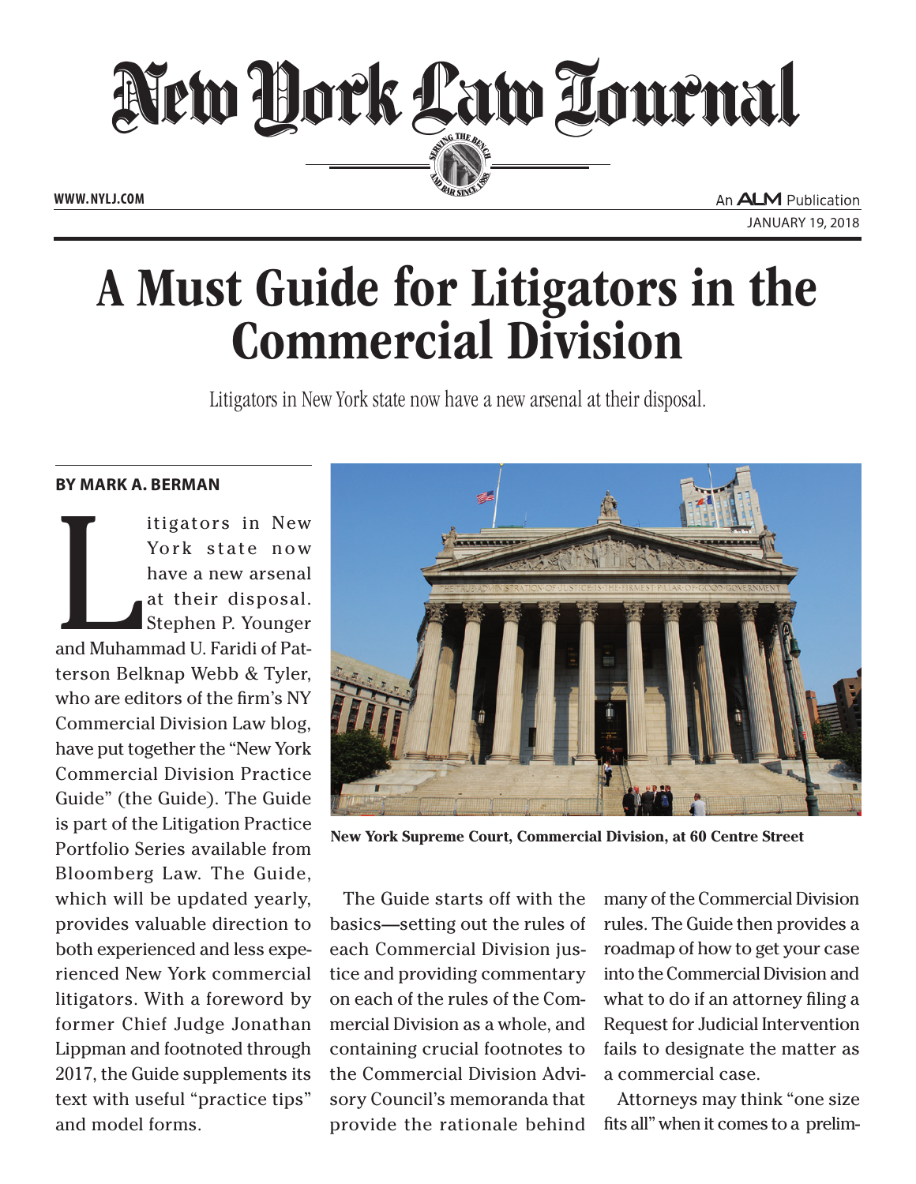# A Must Guide for Litigators in the Commercial Division

Litigators in New York state now have a new arsenal at their disposal.

**BY MARK A. BERMAN**

Litigators in New York state now have a new arsenal at their disposal. Stephen P. Younger and Muhammad U. Faridi of Patterson Belknap Webb & Tyler, who are editors of the firm's NY Commercial Division Law blog, have put together the "New York Commercial Division Practice Guide" (the Guide). The Guide is part of the Litigation Practice Portfolio Series available from Bloomberg Law. The Guide, which will be updated yearly, provides valuable direction to both experienced and less experienced New York commercial litigators. With a foreword by former Chief Judge Jonathan Lippman and footnoted through 2017, the Guide supplements its text with useful "practice tips" and model forms.

New York Supreme Court, Commercial Division, at 60 Centre Street

The Guide starts off with the basics—setting out the rules of each Commercial Division justice and providing commentary on each of the rules of the Commercial Division as a whole, and containing crucial footnotes to the Commercial Division Advisory Council's memoranda that provide the rationale behind many of the Commercial Division rules. The Guide then provides a roadmap of how to get your case into the Commercial Division and what to do if an attorney filing a Request for Judicial Intervention fails to designate the matter as a commercial case.

Attorneys may think "one size fits all" when it comes to a prelim-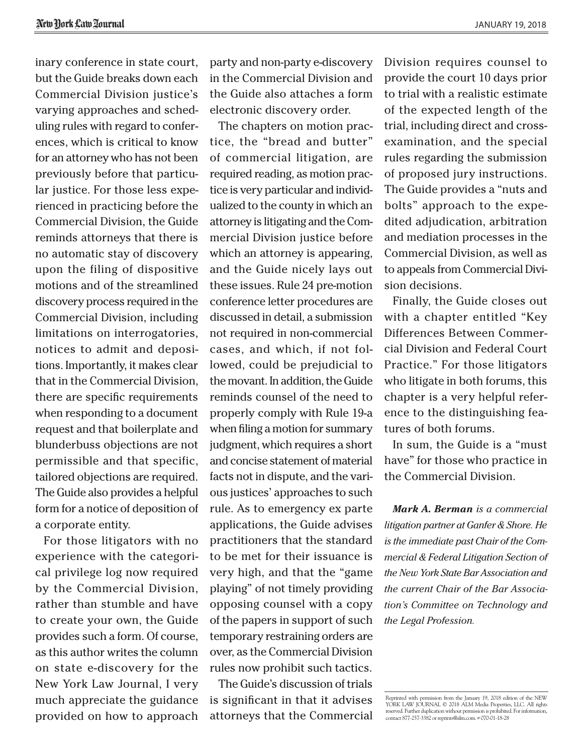inary conference in state court, but the Guide breaks down each Commercial Division justice's varying approaches and scheduling rules with regard to conferences, which is critical to know for an attorney who has not been previously before that particular justice. For those less experienced in practicing before the Commercial Division, the Guide reminds attorneys that there is no automatic stay of discovery upon the filing of dispositive motions and of the streamlined discovery process required in the Commercial Division, including limitations on interrogatories, notices to admit and depositions. Importantly, it makes clear that in the Commercial Division, there are specific requirements when responding to a document request and that boilerplate and blunderbuss objections are not permissible and that specific, tailored objections are required. The Guide also provides a helpful form for a notice of deposition of a corporate entity.

For those litigators with no experience with the categorical privilege log now required by the Commercial Division, rather than stumble and have to create your own, the Guide provides such a form. Of course, as this author writes the column on state e-discovery for the New York Law Journal, I very much appreciate the guidance provided on how to approach party and non-party e-discovery in the Commercial Division and the Guide also attaches a form electronic discovery order.

The chapters on motion practice, the "bread and butter" of commercial litigation, are required reading, as motion practice is very particular and individualized to the county in which an attorney is litigating and the Commercial Division justice before which an attorney is appearing, and the Guide nicely lays out these issues. Rule 24 pre-motion conference letter procedures are discussed in detail, a submission not required in non-commercial cases, and which, if not followed, could be prejudicial to the movant. In addition, the Guide reminds counsel of the need to properly comply with Rule 19-a when filing a motion for summary judgment, which requires a short and concise statement of material facts not in dispute, and the various justices' approaches to such rule. As to emergency ex parte applications, the Guide advises practitioners that the standard to be met for their issuance is very high, and that the "game playing" of not timely providing opposing counsel with a copy of the papers in support of such temporary restraining orders are over, as the Commercial Division rules now prohibit such tactics.

The Guide's discussion of trials is significant in that it advises attorneys that the Commercial Division requires counsel to provide the court 10 days prior to trial with a realistic estimate of the expected length of the trial, including direct and cross-examination, and the special rules regarding the submission of proposed jury instructions. The Guide provides a "nuts and bolts" approach to the expedited adjudication, arbitration and mediation processes in the Commercial Division, as well as to appeals from Commercial Division decisions.

Finally, the Guide closes out with a chapter entitled "Key Differences Between Commercial Division and Federal Court Practice." For those litigators who litigate in both forums, this chapter is a very helpful reference to the distinguishing features of both forums.

In sum, the Guide is a "must have" for those who practice in the Commercial Division.

***Mark A. Berman*** *is a commercial litigation partner at Ganfer & Shore. He is the immediate past Chair of the Commercial & Federal Litigation Section of the New York State Bar Association and the current Chair of the Bar Association's Committee on Technology and the Legal Profession.*

Reprinted with permission from the January 19, 2018 edition of the NEW YORK LAW JOURNAL © 2018 ALM Media Properties, LLC. All rights reserved. Further duplication without permission is prohibited. For information, contact 877-257-3382 or reprints@alm.com. # 070-01-18-28